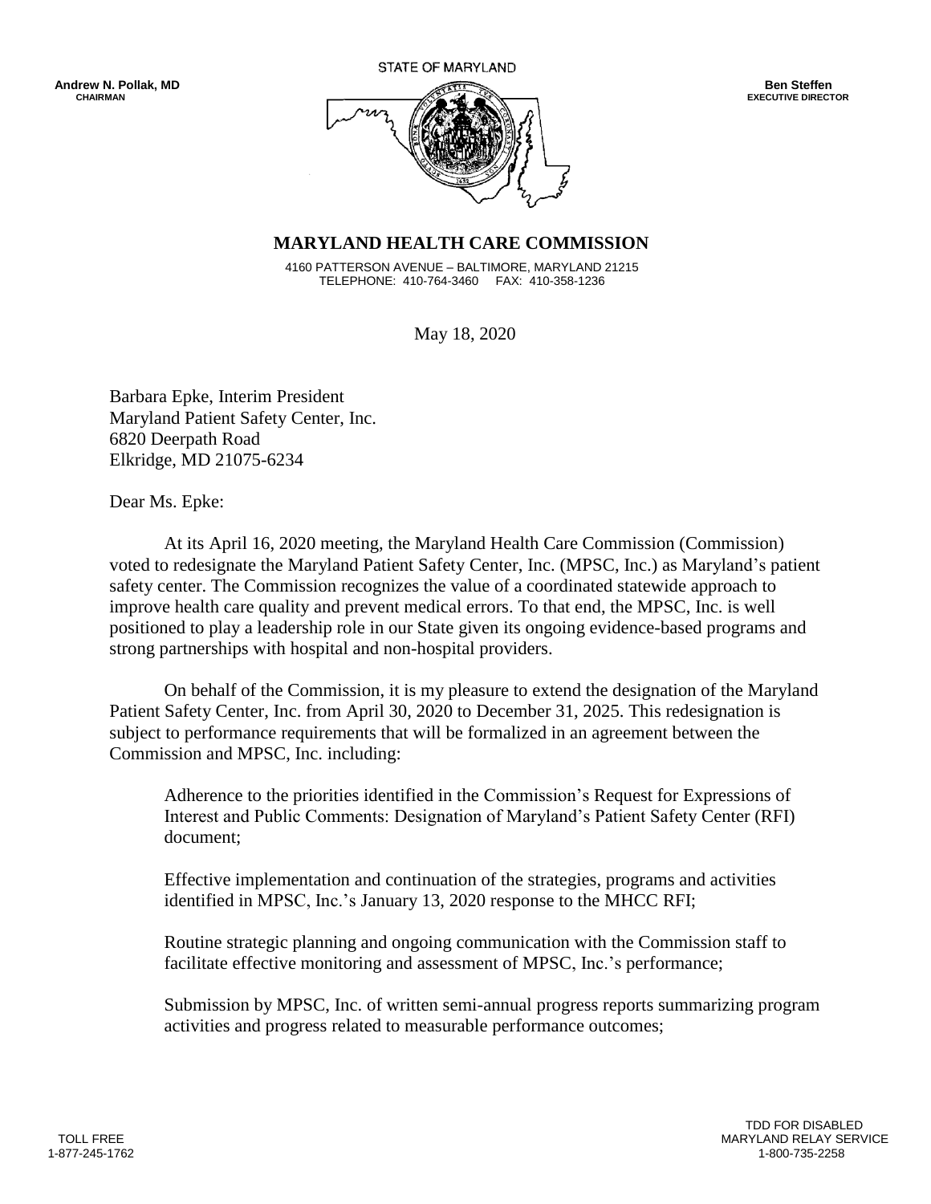**Andrew N. Pollak, MD**
**CHAIRMAN**

STATE OF MARYLAND

**Ben Steffen**
**EXECUTIVE DIRECTOR**

## MARYLAND HEALTH CARE COMMISSION

4160 PATTERSON AVENUE – BALTIMORE, MARYLAND 21215
TELEPHONE: 410-764-3460 FAX: 410-358-1236

May 18, 2020

Barbara Epke, Interim President
Maryland Patient Safety Center, Inc.
6820 Deerpath Road
Elkridge, MD 21075-6234

Dear Ms. Epke:

At its April 16, 2020 meeting, the Maryland Health Care Commission (Commission) voted to redesignate the Maryland Patient Safety Center, Inc. (MPSC, Inc.) as Maryland's patient safety center. The Commission recognizes the value of a coordinated statewide approach to improve health care quality and prevent medical errors. To that end, the MPSC, Inc. is well positioned to play a leadership role in our State given its ongoing evidence-based programs and strong partnerships with hospital and non-hospital providers.

On behalf of the Commission, it is my pleasure to extend the designation of the Maryland Patient Safety Center, Inc. from April 30, 2020 to December 31, 2025. This redesignation is subject to performance requirements that will be formalized in an agreement between the Commission and MPSC, Inc. including:

Adherence to the priorities identified in the Commission's Request for Expressions of Interest and Public Comments: Designation of Maryland's Patient Safety Center (RFI) document;

Effective implementation and continuation of the strategies, programs and activities identified in MPSC, Inc.'s January 13, 2020 response to the MHCC RFI;

Routine strategic planning and ongoing communication with the Commission staff to facilitate effective monitoring and assessment of MPSC, Inc.'s performance;

Submission by MPSC, Inc. of written semi-annual progress reports summarizing program activities and progress related to measurable performance outcomes;

TOLL FREE
1-877-245-1762

TDD FOR DISABLED
MARYLAND RELAY SERVICE
1-800-735-2258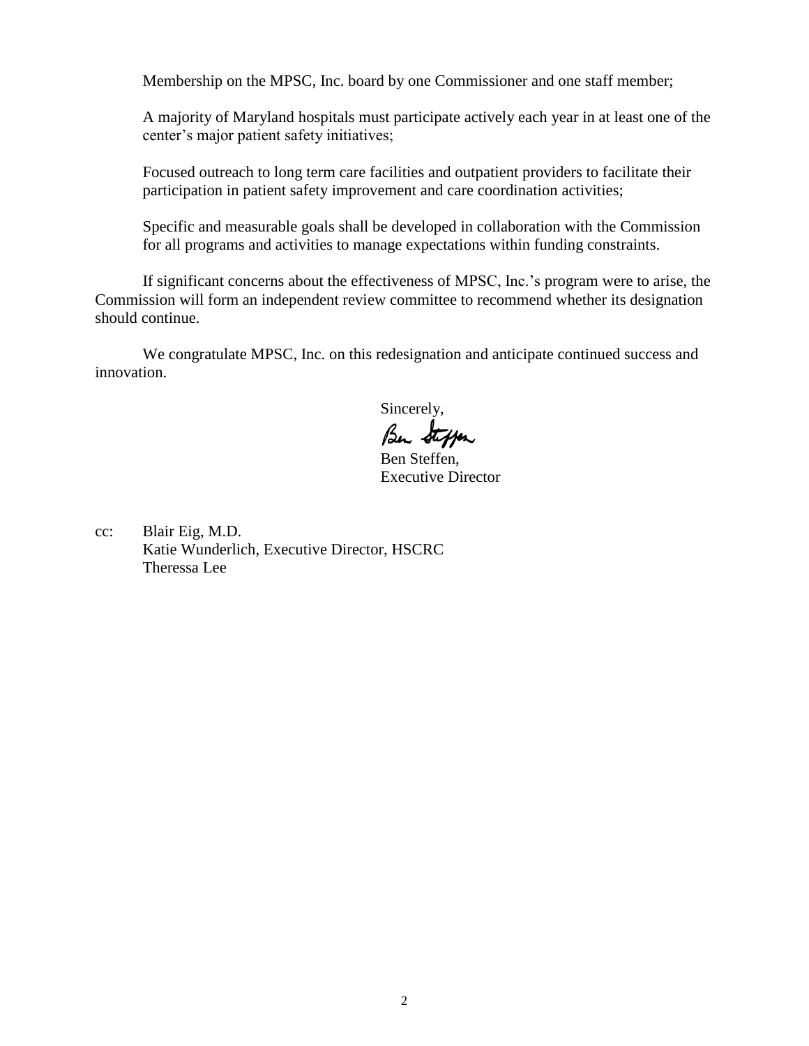Membership on the MPSC, Inc. board by one Commissioner and one staff member;

A majority of Maryland hospitals must participate actively each year in at least one of the center's major patient safety initiatives;

Focused outreach to long term care facilities and outpatient providers to facilitate their participation in patient safety improvement and care coordination activities;

Specific and measurable goals shall be developed in collaboration with the Commission for all programs and activities to manage expectations within funding constraints.

If significant concerns about the effectiveness of MPSC, Inc.'s program were to arise, the Commission will form an independent review committee to recommend whether its designation should continue.

We congratulate MPSC, Inc. on this redesignation and anticipate continued success and innovation.

Sincerely,

Ben Steffen,
Executive Director

cc: Blair Eig, M.D.
Katie Wunderlich, Executive Director, HSCRC
Theressa Lee